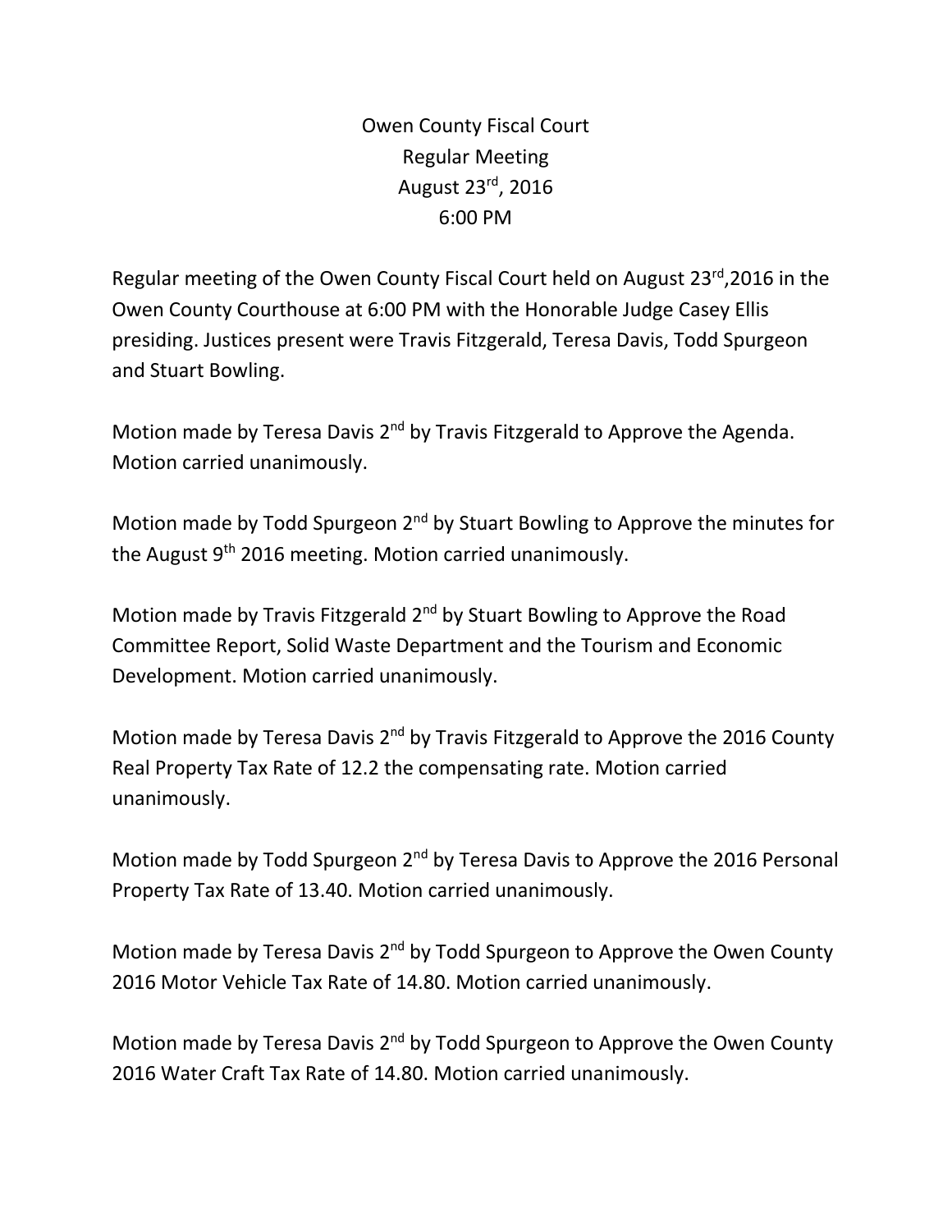# Owen County Fiscal Court
## Regular Meeting
## August 23rd, 2016
## 6:00 PM

Regular meeting of the Owen County Fiscal Court held on August 23rd,2016 in the Owen County Courthouse at 6:00 PM with the Honorable Judge Casey Ellis presiding. Justices present were Travis Fitzgerald, Teresa Davis, Todd Spurgeon and Stuart Bowling.

Motion made by Teresa Davis 2nd by Travis Fitzgerald to Approve the Agenda. Motion carried unanimously.

Motion made by Todd Spurgeon 2nd by Stuart Bowling to Approve the minutes for the August 9th 2016 meeting. Motion carried unanimously.

Motion made by Travis Fitzgerald 2nd by Stuart Bowling to Approve the Road Committee Report, Solid Waste Department and the Tourism and Economic Development. Motion carried unanimously.

Motion made by Teresa Davis 2nd by Travis Fitzgerald to Approve the 2016 County Real Property Tax Rate of 12.2 the compensating rate. Motion carried unanimously.

Motion made by Todd Spurgeon 2nd by Teresa Davis to Approve the 2016 Personal Property Tax Rate of 13.40. Motion carried unanimously.

Motion made by Teresa Davis 2nd by Todd Spurgeon to Approve the Owen County 2016 Motor Vehicle Tax Rate of 14.80. Motion carried unanimously.

Motion made by Teresa Davis 2nd by Todd Spurgeon to Approve the Owen County 2016 Water Craft Tax Rate of 14.80. Motion carried unanimously.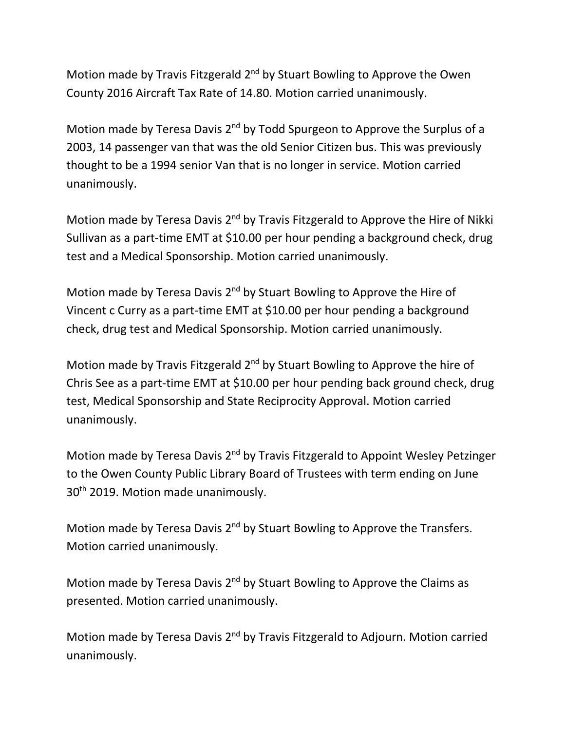Motion made by Travis Fitzgerald 2nd by Stuart Bowling to Approve the Owen County 2016 Aircraft Tax Rate of 14.80. Motion carried unanimously.

Motion made by Teresa Davis 2nd by Todd Spurgeon to Approve the Surplus of a 2003, 14 passenger van that was the old Senior Citizen bus. This was previously thought to be a 1994 senior Van that is no longer in service. Motion carried unanimously.

Motion made by Teresa Davis 2nd by Travis Fitzgerald to Approve the Hire of Nikki Sullivan as a part-time EMT at $10.00 per hour pending a background check, drug test and a Medical Sponsorship. Motion carried unanimously.

Motion made by Teresa Davis 2nd by Stuart Bowling to Approve the Hire of Vincent c Curry as a part-time EMT at $10.00 per hour pending a background check, drug test and Medical Sponsorship. Motion carried unanimously.

Motion made by Travis Fitzgerald 2nd by Stuart Bowling to Approve the hire of Chris See as a part-time EMT at $10.00 per hour pending back ground check, drug test, Medical Sponsorship and State Reciprocity Approval. Motion carried unanimously.

Motion made by Teresa Davis 2nd by Travis Fitzgerald to Appoint Wesley Petzinger to the Owen County Public Library Board of Trustees with term ending on June 30th 2019. Motion made unanimously.

Motion made by Teresa Davis 2nd by Stuart Bowling to Approve the Transfers. Motion carried unanimously.

Motion made by Teresa Davis 2nd by Stuart Bowling to Approve the Claims as presented. Motion carried unanimously.

Motion made by Teresa Davis 2nd by Travis Fitzgerald to Adjourn. Motion carried unanimously.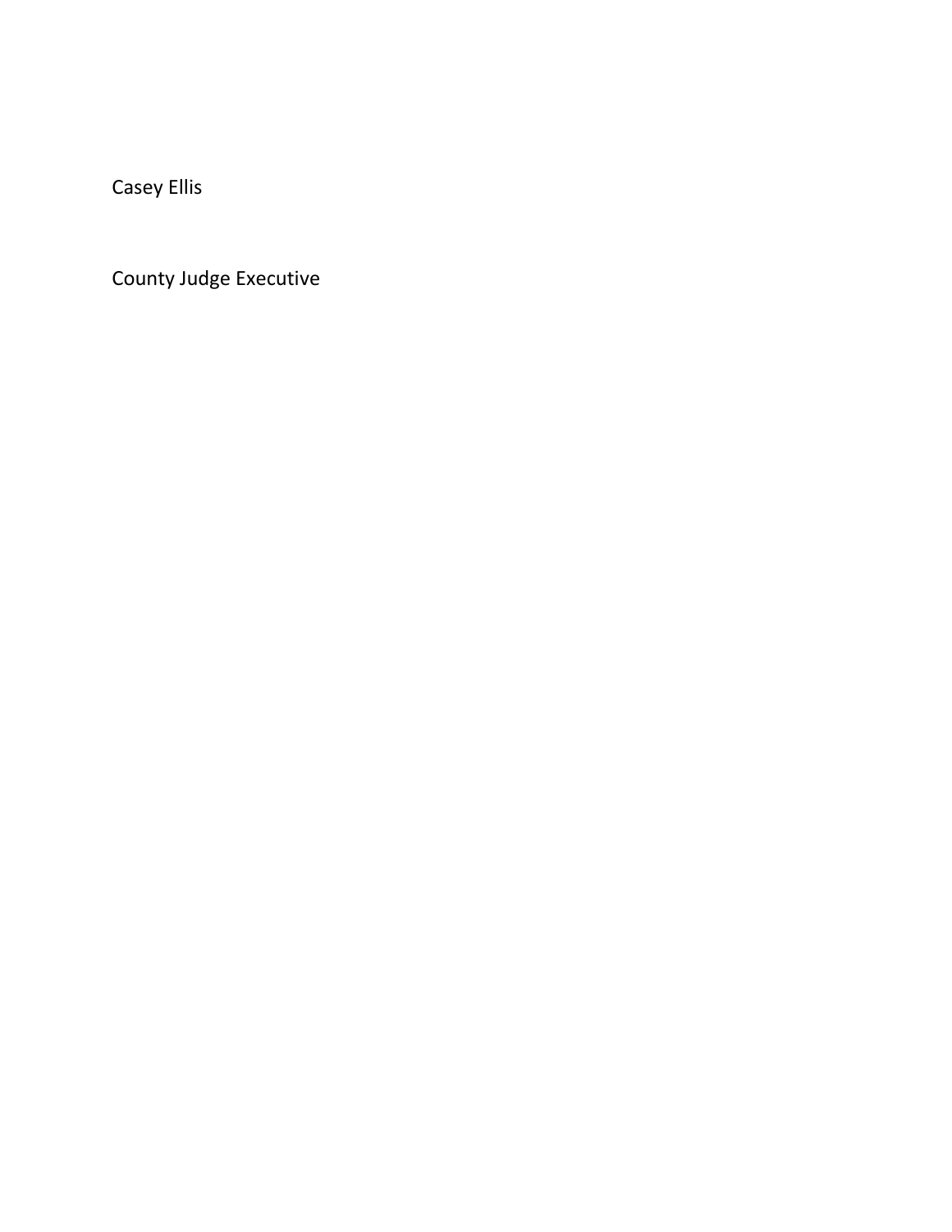Casey Ellis

County Judge Executive